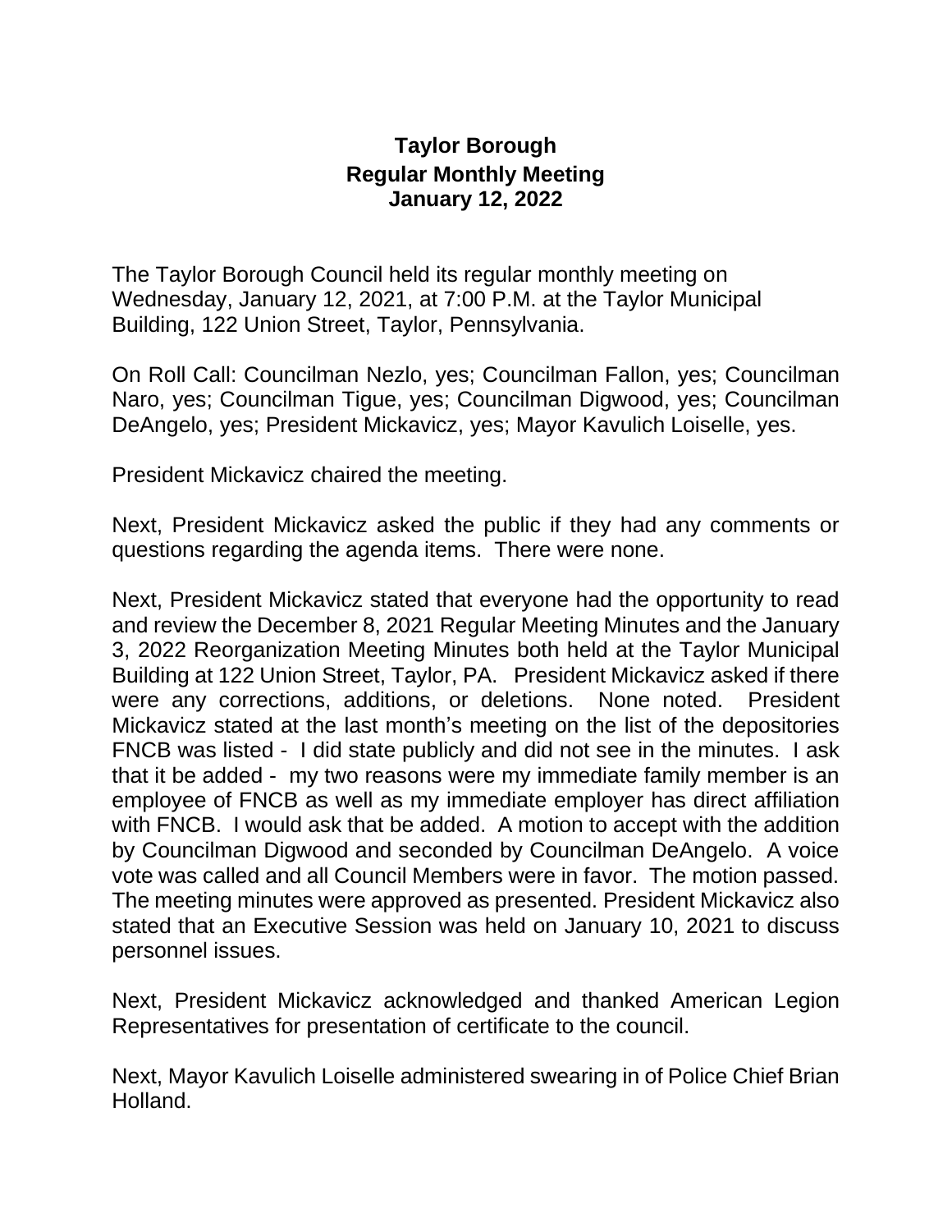# Taylor Borough
## Regular Monthly Meeting
## January 12, 2022

The Taylor Borough Council held its regular monthly meeting on Wednesday, January 12, 2021, at 7:00 P.M. at the Taylor Municipal Building, 122 Union Street, Taylor, Pennsylvania.

On Roll Call: Councilman Nezlo, yes; Councilman Fallon, yes; Councilman Naro, yes; Councilman Tigue, yes; Councilman Digwood, yes; Councilman DeAngelo, yes; President Mickavicz, yes; Mayor Kavulich Loiselle, yes.

President Mickavicz chaired the meeting.

Next, President Mickavicz asked the public if they had any comments or questions regarding the agenda items. There were none.

Next, President Mickavicz stated that everyone had the opportunity to read and review the December 8, 2021 Regular Meeting Minutes and the January 3, 2022 Reorganization Meeting Minutes both held at the Taylor Municipal Building at 122 Union Street, Taylor, PA. President Mickavicz asked if there were any corrections, additions, or deletions. None noted. President Mickavicz stated at the last month's meeting on the list of the depositories FNCB was listed - I did state publicly and did not see in the minutes. I ask that it be added - my two reasons were my immediate family member is an employee of FNCB as well as my immediate employer has direct affiliation with FNCB. I would ask that be added. A motion to accept with the addition by Councilman Digwood and seconded by Councilman DeAngelo. A voice vote was called and all Council Members were in favor. The motion passed. The meeting minutes were approved as presented. President Mickavicz also stated that an Executive Session was held on January 10, 2021 to discuss personnel issues.

Next, President Mickavicz acknowledged and thanked American Legion Representatives for presentation of certificate to the council.

Next, Mayor Kavulich Loiselle administered swearing in of Police Chief Brian Holland.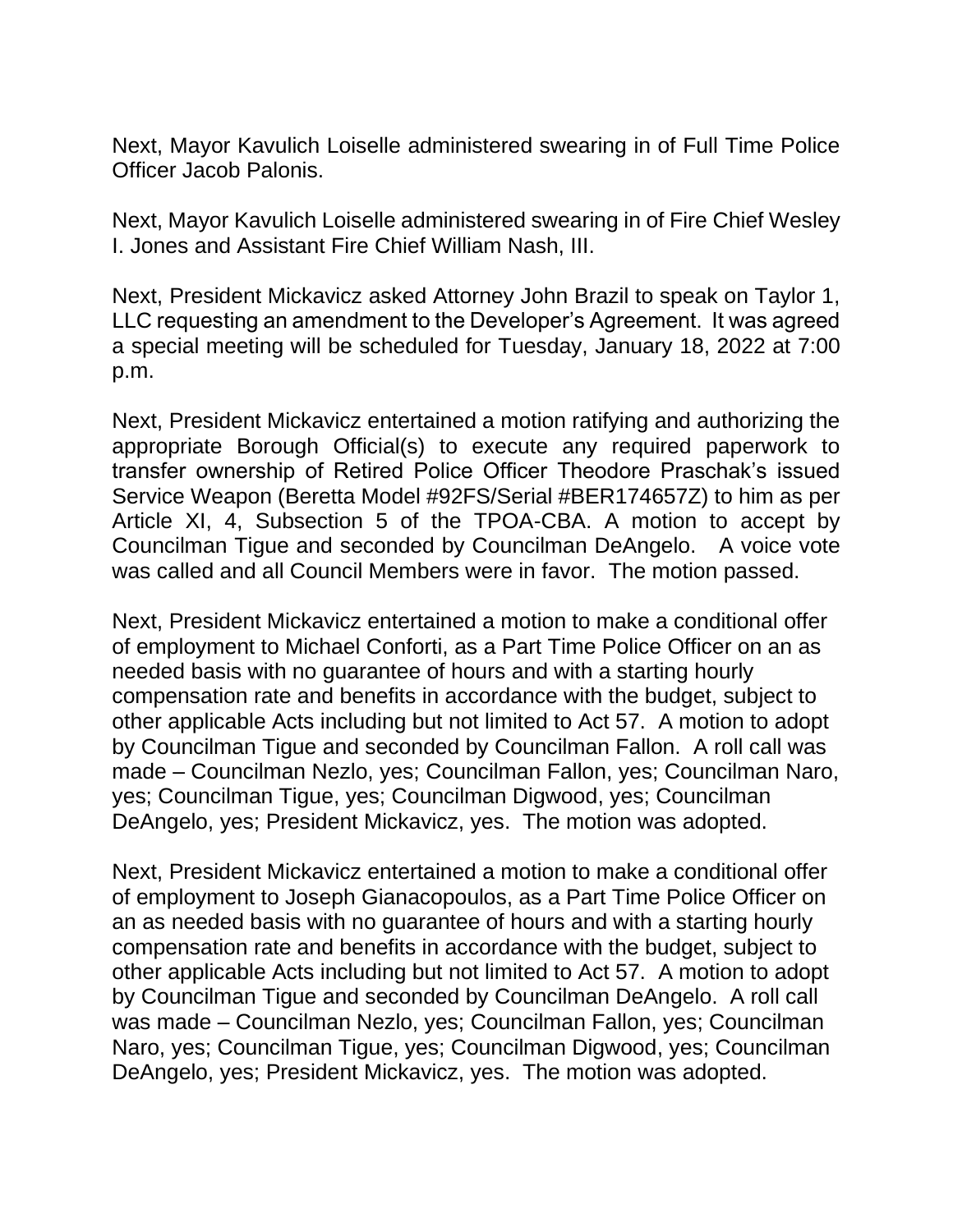Next, Mayor Kavulich Loiselle administered swearing in of Full Time Police Officer Jacob Palonis.

Next, Mayor Kavulich Loiselle administered swearing in of Fire Chief Wesley I. Jones and Assistant Fire Chief William Nash, III.

Next, President Mickavicz asked Attorney John Brazil to speak on Taylor 1, LLC requesting an amendment to the Developer's Agreement. It was agreed a special meeting will be scheduled for Tuesday, January 18, 2022 at 7:00 p.m.

Next, President Mickavicz entertained a motion ratifying and authorizing the appropriate Borough Official(s) to execute any required paperwork to transfer ownership of Retired Police Officer Theodore Praschak's issued Service Weapon (Beretta Model #92FS/Serial #BER174657Z) to him as per Article XI, 4, Subsection 5 of the TPOA-CBA. A motion to accept by Councilman Tigue and seconded by Councilman DeAngelo. A voice vote was called and all Council Members were in favor. The motion passed.

Next, President Mickavicz entertained a motion to make a conditional offer of employment to Michael Conforti, as a Part Time Police Officer on an as needed basis with no guarantee of hours and with a starting hourly compensation rate and benefits in accordance with the budget, subject to other applicable Acts including but not limited to Act 57. A motion to adopt by Councilman Tigue and seconded by Councilman Fallon. A roll call was made – Councilman Nezlo, yes; Councilman Fallon, yes; Councilman Naro, yes; Councilman Tigue, yes; Councilman Digwood, yes; Councilman DeAngelo, yes; President Mickavicz, yes. The motion was adopted.

Next, President Mickavicz entertained a motion to make a conditional offer of employment to Joseph Gianacopoulos, as a Part Time Police Officer on an as needed basis with no guarantee of hours and with a starting hourly compensation rate and benefits in accordance with the budget, subject to other applicable Acts including but not limited to Act 57. A motion to adopt by Councilman Tigue and seconded by Councilman DeAngelo. A roll call was made – Councilman Nezlo, yes; Councilman Fallon, yes; Councilman Naro, yes; Councilman Tigue, yes; Councilman Digwood, yes; Councilman DeAngelo, yes; President Mickavicz, yes. The motion was adopted.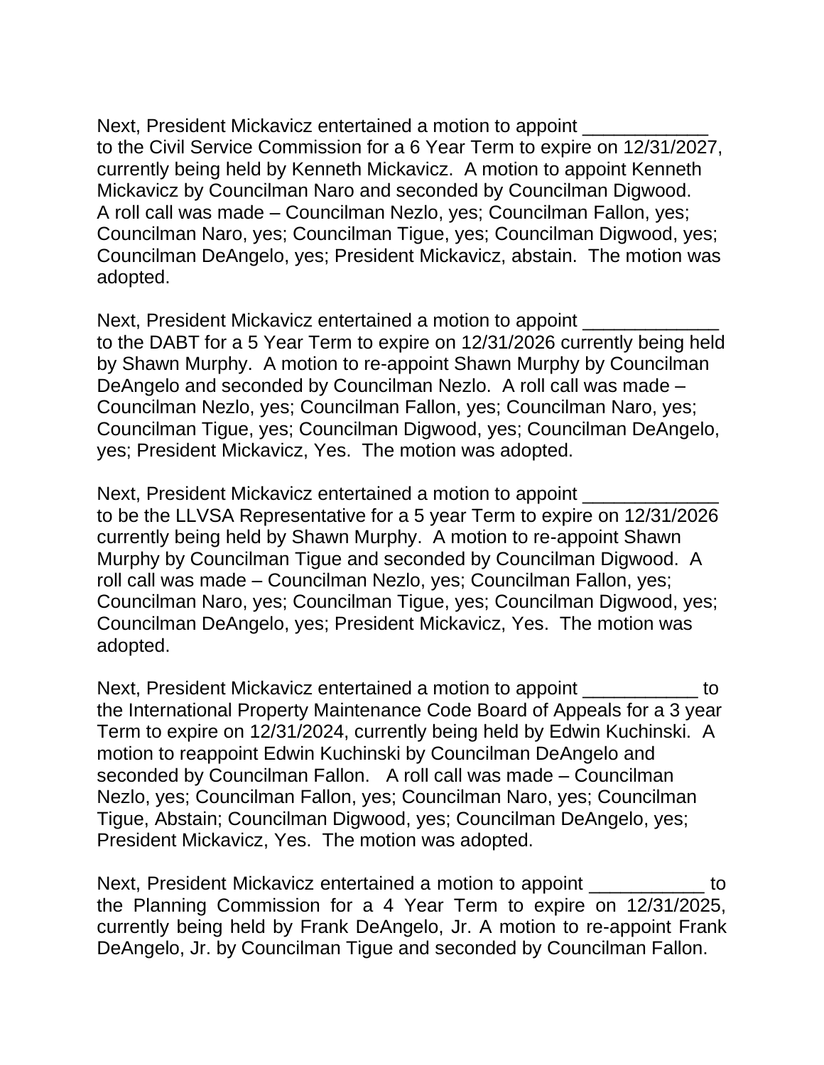Next, President Mickavicz entertained a motion to appoint ____________ to the Civil Service Commission for a 6 Year Term to expire on 12/31/2027, currently being held by Kenneth Mickavicz. A motion to appoint Kenneth Mickavicz by Councilman Naro and seconded by Councilman Digwood. A roll call was made – Councilman Nezlo, yes; Councilman Fallon, yes; Councilman Naro, yes; Councilman Tigue, yes; Councilman Digwood, yes; Councilman DeAngelo, yes; President Mickavicz, abstain. The motion was adopted.

Next, President Mickavicz entertained a motion to appoint _____________ to the DABT for a 5 Year Term to expire on 12/31/2026 currently being held by Shawn Murphy. A motion to re-appoint Shawn Murphy by Councilman DeAngelo and seconded by Councilman Nezlo. A roll call was made – Councilman Nezlo, yes; Councilman Fallon, yes; Councilman Naro, yes; Councilman Tigue, yes; Councilman Digwood, yes; Councilman DeAngelo, yes; President Mickavicz, Yes. The motion was adopted.

Next, President Mickavicz entertained a motion to appoint _____________ to be the LLVSA Representative for a 5 year Term to expire on 12/31/2026 currently being held by Shawn Murphy. A motion to re-appoint Shawn Murphy by Councilman Tigue and seconded by Councilman Digwood. A roll call was made – Councilman Nezlo, yes; Councilman Fallon, yes; Councilman Naro, yes; Councilman Tigue, yes; Councilman Digwood, yes; Councilman DeAngelo, yes; President Mickavicz, Yes. The motion was adopted.

Next, President Mickavicz entertained a motion to appoint ___________ to the International Property Maintenance Code Board of Appeals for a 3 year Term to expire on 12/31/2024, currently being held by Edwin Kuchinski. A motion to reappoint Edwin Kuchinski by Councilman DeAngelo and seconded by Councilman Fallon. A roll call was made – Councilman Nezlo, yes; Councilman Fallon, yes; Councilman Naro, yes; Councilman Tigue, Abstain; Councilman Digwood, yes; Councilman DeAngelo, yes; President Mickavicz, Yes. The motion was adopted.

Next, President Mickavicz entertained a motion to appoint ___________ to the Planning Commission for a 4 Year Term to expire on 12/31/2025, currently being held by Frank DeAngelo, Jr. A motion to re-appoint Frank DeAngelo, Jr. by Councilman Tigue and seconded by Councilman Fallon.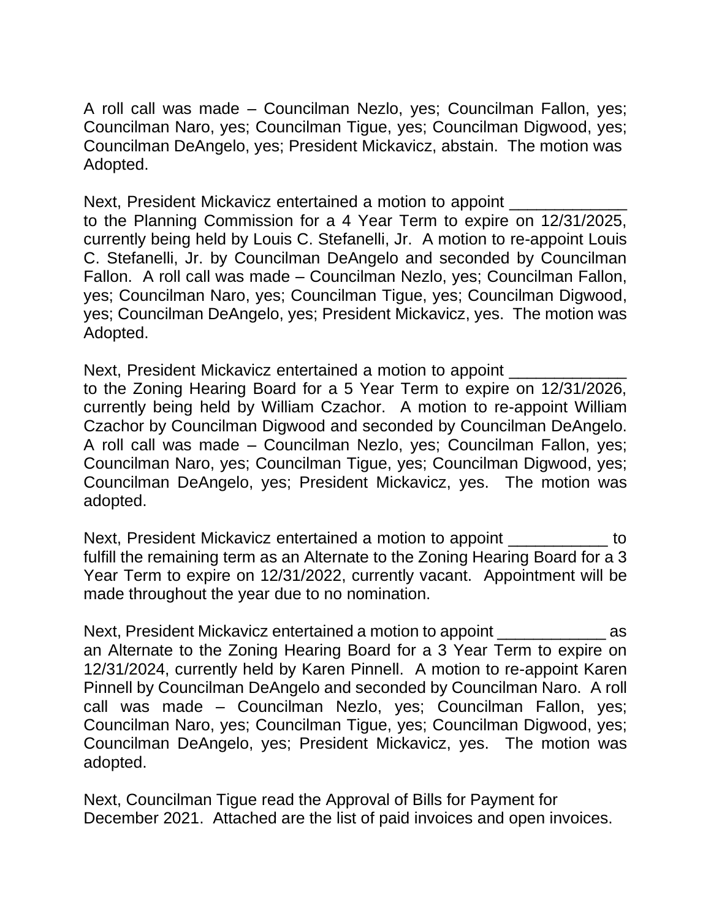A roll call was made – Councilman Nezlo, yes; Councilman Fallon, yes; Councilman Naro, yes; Councilman Tigue, yes; Councilman Digwood, yes; Councilman DeAngelo, yes; President Mickavicz, abstain. The motion was Adopted.

Next, President Mickavicz entertained a motion to appoint _____________ to the Planning Commission for a 4 Year Term to expire on 12/31/2025, currently being held by Louis C. Stefanelli, Jr. A motion to re-appoint Louis C. Stefanelli, Jr. by Councilman DeAngelo and seconded by Councilman Fallon. A roll call was made – Councilman Nezlo, yes; Councilman Fallon, yes; Councilman Naro, yes; Councilman Tigue, yes; Councilman Digwood, yes; Councilman DeAngelo, yes; President Mickavicz, yes. The motion was Adopted.

Next, President Mickavicz entertained a motion to appoint _____________ to the Zoning Hearing Board for a 5 Year Term to expire on 12/31/2026, currently being held by William Czachor. A motion to re-appoint William Czachor by Councilman Digwood and seconded by Councilman DeAngelo. A roll call was made – Councilman Nezlo, yes; Councilman Fallon, yes; Councilman Naro, yes; Councilman Tigue, yes; Councilman Digwood, yes; Councilman DeAngelo, yes; President Mickavicz, yes. The motion was adopted.

Next, President Mickavicz entertained a motion to appoint ___________ to fulfill the remaining term as an Alternate to the Zoning Hearing Board for a 3 Year Term to expire on 12/31/2022, currently vacant. Appointment will be made throughout the year due to no nomination.

Next, President Mickavicz entertained a motion to appoint ____________ as an Alternate to the Zoning Hearing Board for a 3 Year Term to expire on 12/31/2024, currently held by Karen Pinnell. A motion to re-appoint Karen Pinnell by Councilman DeAngelo and seconded by Councilman Naro. A roll call was made – Councilman Nezlo, yes; Councilman Fallon, yes; Councilman Naro, yes; Councilman Tigue, yes; Councilman Digwood, yes; Councilman DeAngelo, yes; President Mickavicz, yes. The motion was adopted.

Next, Councilman Tigue read the Approval of Bills for Payment for December 2021. Attached are the list of paid invoices and open invoices.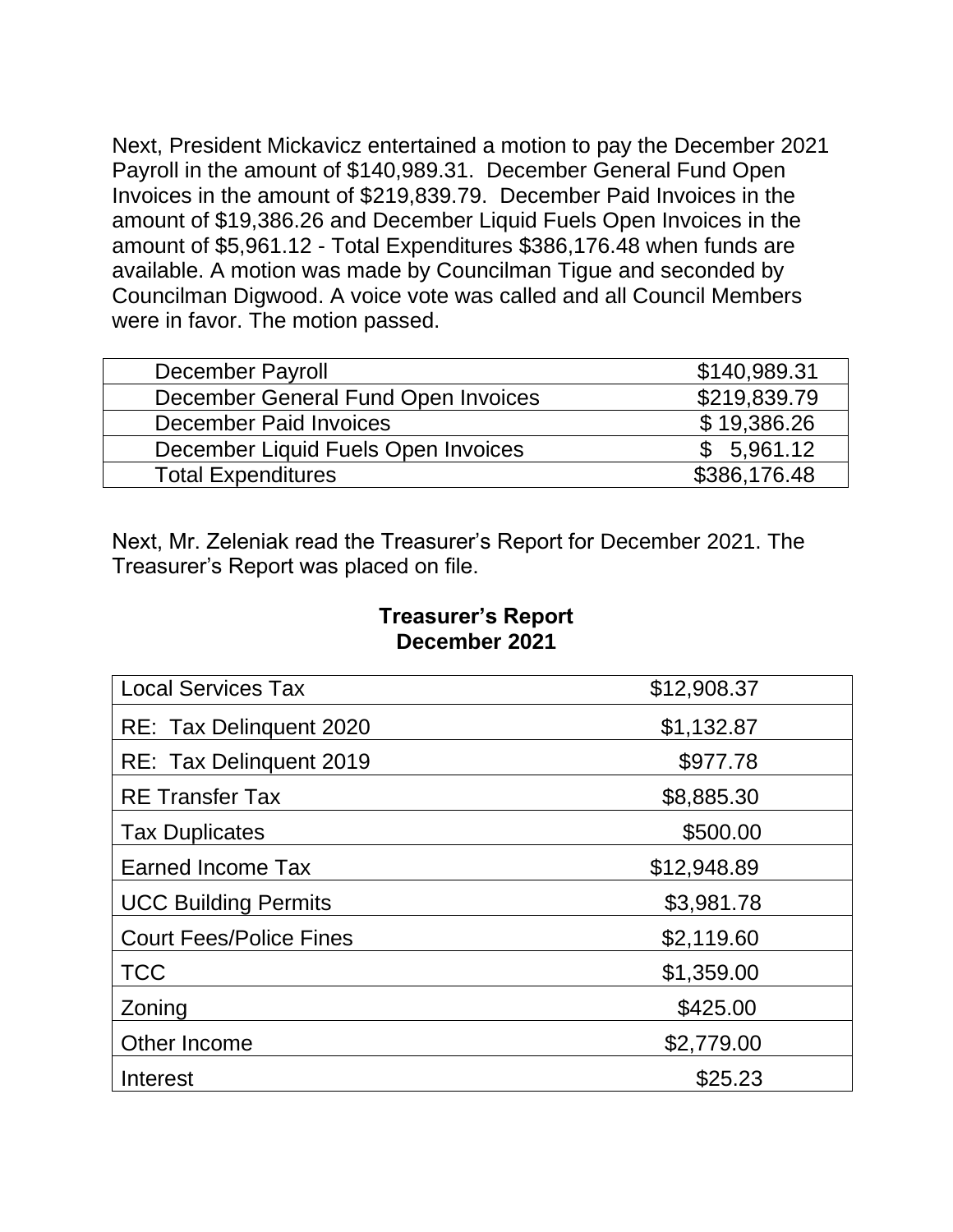Next, President Mickavicz entertained a motion to pay the December 2021 Payroll in the amount of $140,989.31. December General Fund Open Invoices in the amount of $219,839.79. December Paid Invoices in the amount of $19,386.26 and December Liquid Fuels Open Invoices in the amount of $5,961.12 - Total Expenditures $386,176.48 when funds are available. A motion was made by Councilman Tigue and seconded by Councilman Digwood. A voice vote was called and all Council Members were in favor. The motion passed.

| | |
|---|---|
| December Payroll | $140,989.31 |
| December General Fund Open Invoices | $219,839.79 |
| December Paid Invoices | $ 19,386.26 |
| December Liquid Fuels Open Invoices | $ 5,961.12 |
| Total Expenditures | $386,176.48 |

Next, Mr. Zeleniak read the Treasurer's Report for December 2021. The Treasurer's Report was placed on file.

**Treasurer's Report**
**December 2021**

| | |
|---|---|
| Local Services Tax | $12,908.37 |
| RE: Tax Delinquent 2020 | $1,132.87 |
| RE: Tax Delinquent 2019 | $977.78 |
| RE Transfer Tax | $8,885.30 |
| Tax Duplicates | $500.00 |
| Earned Income Tax | $12,948.89 |
| UCC Building Permits | $3,981.78 |
| Court Fees/Police Fines | $2,119.60 |
| TCC | $1,359.00 |
| Zoning | $425.00 |
| Other Income | $2,779.00 |
| Interest | $25.23 |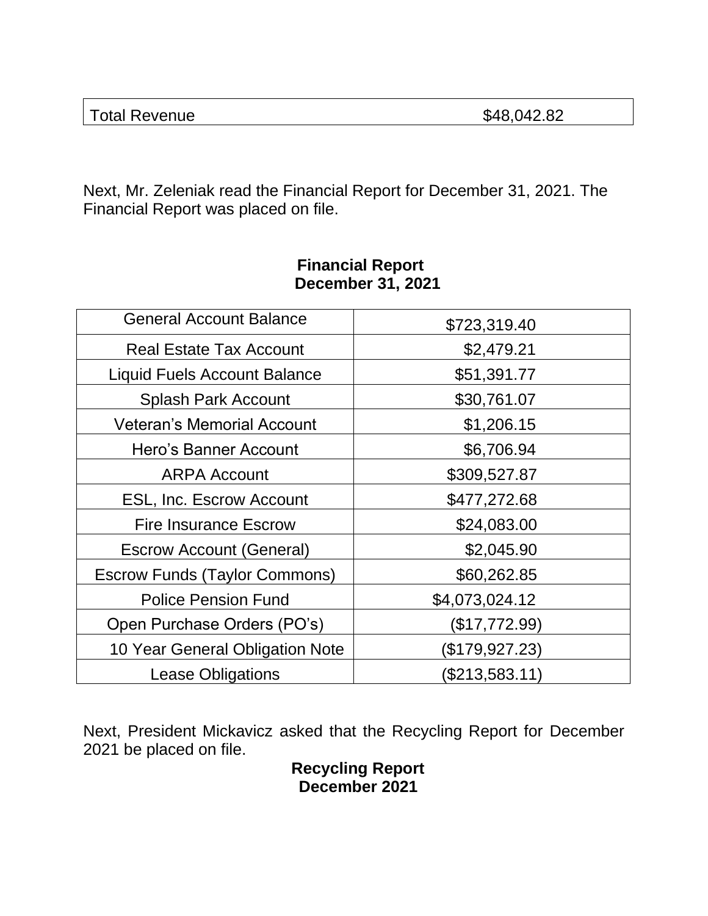| Total Revenue | $48,042.82 |
|---|---|

Next, Mr. Zeleniak read the Financial Report for December 31, 2021. The Financial Report was placed on file.

**Financial Report**
**December 31, 2021**

| | |
|---|---|
| General Account Balance | $723,319.40 |
| Real Estate Tax Account | $2,479.21 |
| Liquid Fuels Account Balance | $51,391.77 |
| Splash Park Account | $30,761.07 |
| Veteran's Memorial Account | $1,206.15 |
| Hero's Banner Account | $6,706.94 |
| ARPA Account | $309,527.87 |
| ESL, Inc. Escrow Account | $477,272.68 |
| Fire Insurance Escrow | $24,083.00 |
| Escrow Account (General) | $2,045.90 |
| Escrow Funds (Taylor Commons) | $60,262.85 |
| Police Pension Fund | $4,073,024.12 |
| Open Purchase Orders (PO's) | ($17,772.99) |
| 10 Year General Obligation Note | ($179,927.23) |
| Lease Obligations | ($213,583.11) |

Next, President Mickavicz asked that the Recycling Report for December 2021 be placed on file.

**Recycling Report**
**December 2021**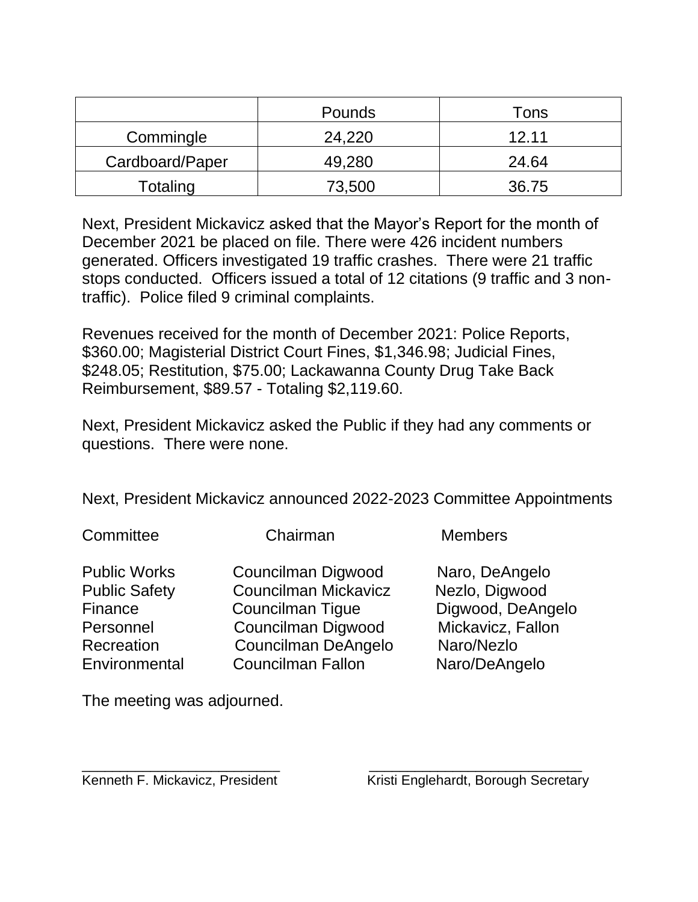| | Pounds | Tons |
|---|---|---|
| Commingle | 24,220 | 12.11 |
| Cardboard/Paper | 49,280 | 24.64 |
| Totaling | 73,500 | 36.75 |

Next, President Mickavicz asked that the Mayor's Report for the month of December 2021 be placed on file. There were 426 incident numbers generated. Officers investigated 19 traffic crashes. There were 21 traffic stops conducted. Officers issued a total of 12 citations (9 traffic and 3 non-traffic). Police filed 9 criminal complaints.

Revenues received for the month of December 2021: Police Reports, $360.00; Magisterial District Court Fines, $1,346.98; Judicial Fines, $248.05; Restitution, $75.00; Lackawanna County Drug Take Back Reimbursement, $89.57 - Totaling $2,119.60.

Next, President Mickavicz asked the Public if they had any comments or questions. There were none.

Next, President Mickavicz announced 2022-2023 Committee Appointments

| Committee | Chairman | Members |
|---|---|---|
| Public Works | Councilman Digwood | Naro, DeAngelo |
| Public Safety | Councilman Mickavicz | Nezlo, Digwood |
| Finance | Councilman Tigue | Digwood, DeAngelo |
| Personnel | Councilman Digwood | Mickavicz, Fallon |
| Recreation | Councilman DeAngelo | Naro/Nezlo |
| Environmental | Councilman Fallon | Naro/DeAngelo |

The meeting was adjourned.

\_\_\_\_\_\_\_\_\_\_\_\_\_\_\_\_\_\_\_\_\_\_\_\_\_\_
Kenneth F. Mickavicz, President

\_\_\_\_\_\_\_\_\_\_\_\_\_\_\_\_\_\_\_\_\_\_\_\_\_\_
Kristi Englehardt, Borough Secretary